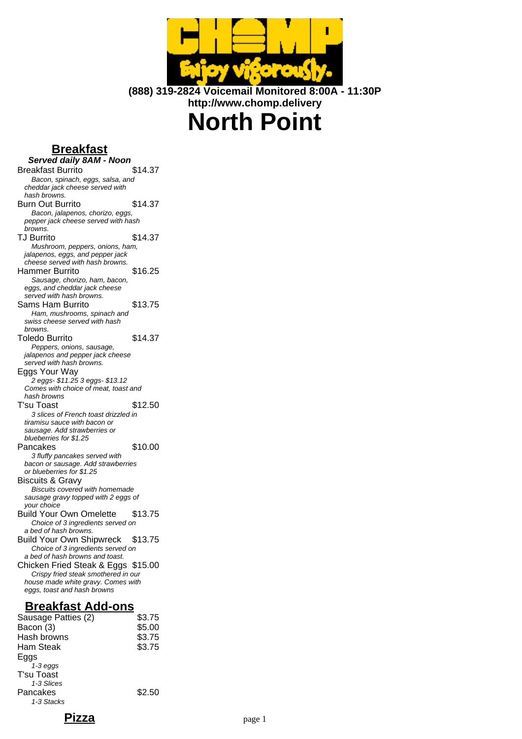**(888) 319-2824 Voicemail Monitored 8:00A - 11:30P**
**http://www.chomp.delivery**

# North Point

## Breakfast

***Served daily 8AM - Noon***

Breakfast Burrito $14.37
*Bacon, spinach, eggs, salsa, and cheddar jack cheese served with hash browns.*

Burn Out Burrito $14.37
*Bacon, jalapenos, chorizo, eggs, pepper jack cheese served with hash browns.*

TJ Burrito $14.37
*Mushroom, peppers, onions, ham, jalapenos, eggs, and pepper jack cheese served with hash browns.*

Hammer Burrito $16.25
*Sausage, chorizo, ham, bacon, eggs, and cheddar jack cheese served with hash browns.*

Sams Ham Burrito $13.75
*Ham, mushrooms, spinach and swiss cheese served with hash browns.*

Toledo Burrito $14.37
*Peppers, onions, sausage, jalapenos and pepper jack cheese served with hash browns.*

Eggs Your Way
*2 eggs- $11.25 3 eggs- $13.12 Comes with choice of meat, toast and hash browns*

T'su Toast $12.50
*3 slices of French toast drizzled in tiramisu sauce with bacon or sausage. Add strawberries or blueberries for $1.25*

Pancakes $10.00
*3 fluffy pancakes served with bacon or sausage. Add strawberries or blueberries for $1.25*

Biscuits & Gravy
*Biscuits covered with homemade sausage gravy topped with 2 eggs of your choice*

Build Your Own Omelette $13.75
*Choice of 3 ingredients served on a bed of hash browns.*

Build Your Own Shipwreck $13.75
*Choice of 3 ingredients served on a bed of hash browns and toast.*

Chicken Fried Steak & Eggs $15.00
*Crispy fried steak smothered in our house made white gravy. Comes with eggs, toast and hash browns*

## Breakfast Add-ons

Sausage Patties (2) $3.75

Bacon (3) $5.00

Hash browns $3.75

Ham Steak $3.75

Eggs
*1-3 eggs*

T'su Toast
*1-3 Slices*

Pancakes $2.50
*1-3 Stacks*

## Pizza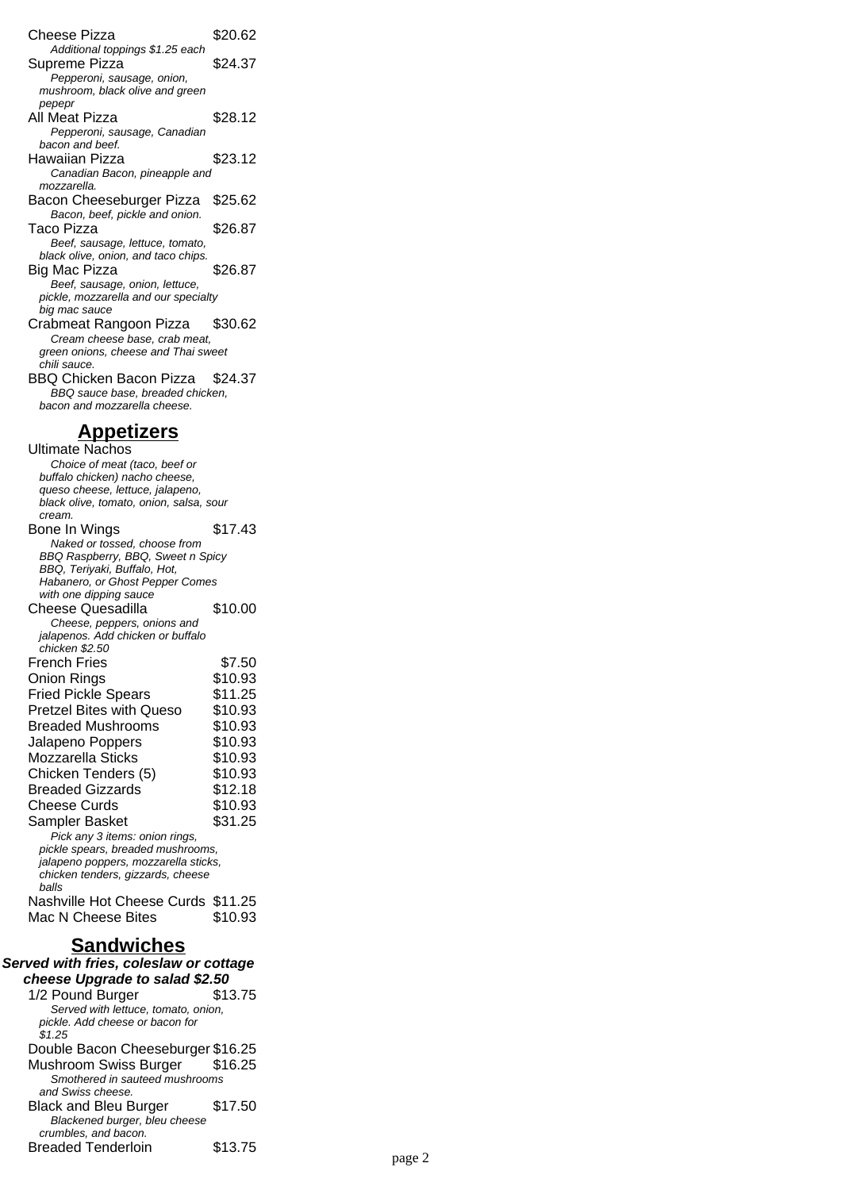Cheese Pizza $20.62
*Additional toppings $1.25 each*

Supreme Pizza $24.37
*Pepperoni, sausage, onion, mushroom, black olive and green pepepr*

All Meat Pizza $28.12
*Pepperoni, sausage, Canadian bacon and beef.*

Hawaiian Pizza $23.12
*Canadian Bacon, pineapple and mozzarella.*

Bacon Cheeseburger Pizza $25.62
*Bacon, beef, pickle and onion.*

Taco Pizza $26.87
*Beef, sausage, lettuce, tomato, black olive, onion, and taco chips.*

Big Mac Pizza $26.87
*Beef, sausage, onion, lettuce, pickle, mozzarella and our specialty big mac sauce*

Crabmeat Rangoon Pizza $30.62
*Cream cheese base, crab meat, green onions, cheese and Thai sweet chili sauce.*

BBQ Chicken Bacon Pizza $24.37
*BBQ sauce base, breaded chicken, bacon and mozzarella cheese.*

## Appetizers

Ultimate Nachos
*Choice of meat (taco, beef or buffalo chicken) nacho cheese, queso cheese, lettuce, jalapeno, black olive, tomato, onion, salsa, sour cream.*

Bone In Wings $17.43
*Naked or tossed, choose from BBQ Raspberry, BBQ, Sweet n Spicy BBQ, Teriyaki, Buffalo, Hot, Habanero, or Ghost Pepper Comes with one dipping sauce*

Cheese Quesadilla $10.00
*Cheese, peppers, onions and jalapenos. Add chicken or buffalo chicken $2.50*

French Fries $7.50

Onion Rings $10.93

Fried Pickle Spears $11.25

Pretzel Bites with Queso $10.93

Breaded Mushrooms $10.93

Jalapeno Poppers $10.93

Mozzarella Sticks $10.93

Chicken Tenders (5) $10.93

Breaded Gizzards $12.18

Cheese Curds $10.93

Sampler Basket $31.25
*Pick any 3 items: onion rings, pickle spears, breaded mushrooms, jalapeno poppers, mozzarella sticks, chicken tenders, gizzards, cheese balls*

Nashville Hot Cheese Curds $11.25

Mac N Cheese Bites $10.93

## Sandwiches

***Served with fries, coleslaw or cottage cheese Upgrade to salad $2.50***

1/2 Pound Burger $13.75
*Served with lettuce, tomato, onion, pickle. Add cheese or bacon for $1.25*

Double Bacon Cheeseburger $16.25

Mushroom Swiss Burger $16.25
*Smothered in sauteed mushrooms and Swiss cheese.*

Black and Bleu Burger $17.50
*Blackened burger, bleu cheese crumbles, and bacon.*

Breaded Tenderloin $13.75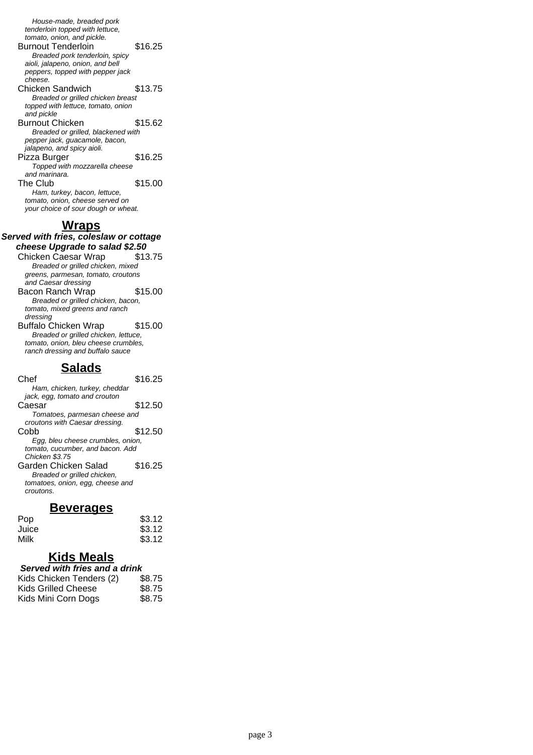*House-made, breaded pork tenderloin topped with lettuce, tomato, onion, and pickle.*

Burnout Tenderloin $16.25

*Breaded pork tenderloin, spicy aioli, jalapeno, onion, and bell peppers, topped with pepper jack cheese.*

Chicken Sandwich $13.75

*Breaded or grilled chicken breast topped with lettuce, tomato, onion and pickle*

Burnout Chicken $15.62

*Breaded or grilled, blackened with pepper jack, guacamole, bacon, jalapeno, and spicy aioli.*

Pizza Burger $16.25

*Topped with mozzarella cheese and marinara.*

The Club $15.00

*Ham, turkey, bacon, lettuce, tomato, onion, cheese served on your choice of sour dough or wheat.*

## Wraps

***Served with fries, coleslaw or cottage cheese Upgrade to salad $2.50***

Chicken Caesar Wrap $13.75

*Breaded or grilled chicken, mixed greens, parmesan, tomato, croutons and Caesar dressing*

Bacon Ranch Wrap $15.00

*Breaded or grilled chicken, bacon, tomato, mixed greens and ranch dressing*

Buffalo Chicken Wrap $15.00

*Breaded or grilled chicken, lettuce, tomato, onion, bleu cheese crumbles, ranch dressing and buffalo sauce*

## Salads

Chef $16.25

*Ham, chicken, turkey, cheddar jack, egg, tomato and crouton*

Caesar $12.50

*Tomatoes, parmesan cheese and croutons with Caesar dressing.*

Cobb $12.50

*Egg, bleu cheese crumbles, onion, tomato, cucumber, and bacon. Add Chicken $3.75*

Garden Chicken Salad $16.25

*Breaded or grilled chicken, tomatoes, onion, egg, cheese and croutons.*

## Beverages

| | |
|---|---|
| Pop | $3.12 |
| Juice | $3.12 |
| Milk | $3.12 |

## Kids Meals

***Served with fries and a drink***

| | |
|---|---|
| Kids Chicken Tenders (2) | $8.75 |
| Kids Grilled Cheese | $8.75 |
| Kids Mini Corn Dogs | $8.75 |